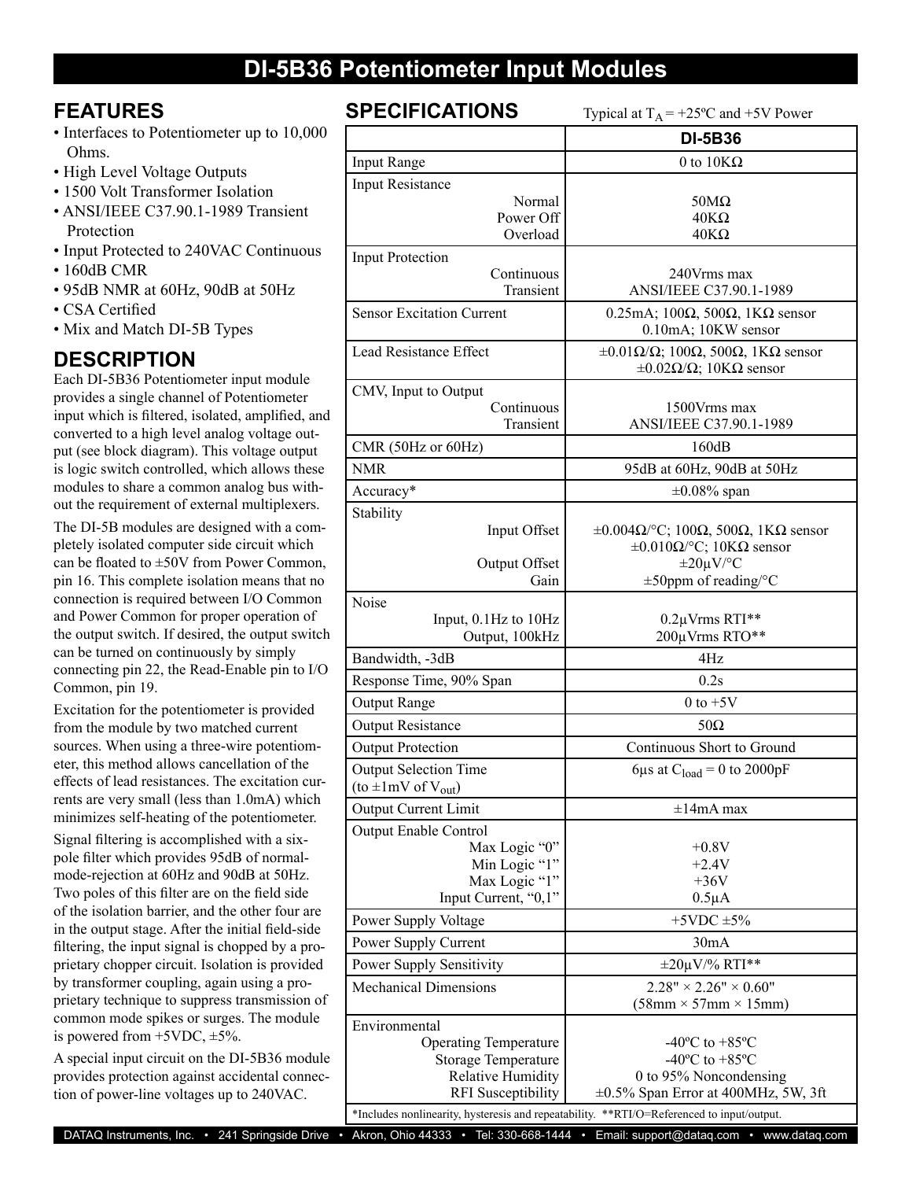# DI-5B36 Potentiometer Input Modules

## FEATURES

- Interfaces to Potentiometer up to 10,000 Ohms.
- High Level Voltage Outputs
- 1500 Volt Transformer Isolation
- ANSI/IEEE C37.90.1-1989 Transient Protection
- Input Protected to 240VAC Continuous
- 160dB CMR
- 95dB NMR at 60Hz, 90dB at 50Hz
- CSA Certified
- Mix and Match DI-5B Types

## DESCRIPTION

Each DI-5B36 Potentiometer input module provides a single channel of Potentiometer input which is filtered, isolated, amplified, and converted to a high level analog voltage output (see block diagram). This voltage output is logic switch controlled, which allows these modules to share a common analog bus without the requirement of external multiplexers.

The DI-5B modules are designed with a completely isolated computer side circuit which can be floated to ±50V from Power Common, pin 16. This complete isolation means that no connection is required between I/O Common and Power Common for proper operation of the output switch. If desired, the output switch can be turned on continuously by simply connecting pin 22, the Read-Enable pin to I/O Common, pin 19.

Excitation for the potentiometer is provided from the module by two matched current sources. When using a three-wire potentiometer, this method allows cancellation of the effects of lead resistances. The excitation currents are very small (less than 1.0mA) which minimizes self-heating of the potentiometer.

Signal filtering is accomplished with a six-pole filter which provides 95dB of normal-mode-rejection at 60Hz and 90dB at 50Hz. Two poles of this filter are on the field side of the isolation barrier, and the other four are in the output stage. After the initial field-side filtering, the input signal is chopped by a proprietary chopper circuit. Isolation is provided by transformer coupling, again using a proprietary technique to suppress transmission of common mode spikes or surges. The module is powered from +5VDC, ±5%.

A special input circuit on the DI-5B36 module provides protection against accidental connection of power-line voltages up to 240VAC.

## SPECIFICATIONS

Typical at $T_A$ = +25ºC and +5V Power

| | DI-5B36 |
|---|---|
| Input Range | 0 to 10KΩ |
| Input Resistance<br>Normal<br>Power Off<br>Overload | <br>50MΩ<br>40KΩ<br>40KΩ |
| Input Protection<br>Continuous<br>Transient | <br>240Vrms max<br>ANSI/IEEE C37.90.1-1989 |
| Sensor Excitation Current | 0.25mA; 100Ω, 500Ω, 1KΩ sensor<br>0.10mA; 10KW sensor |
| Lead Resistance Effect | ±0.01Ω/Ω; 100Ω, 500Ω, 1KΩ sensor<br>±0.02Ω/Ω; 10KΩ sensor |
| CMV, Input to Output<br>Continuous<br>Transient | <br>1500Vrms max<br>ANSI/IEEE C37.90.1-1989 |
| CMR (50Hz or 60Hz) | 160dB |
| NMR | 95dB at 60Hz, 90dB at 50Hz |
| Accuracy* | ±0.08% span |
| Stability<br>Input Offset<br><br>Output Offset<br>Gain | <br>±0.004Ω/°C; 100Ω, 500Ω, 1KΩ sensor<br>±0.010Ω/°C; 10KΩ sensor<br>±20µV/°C<br>±50ppm of reading/°C |
| Noise<br>Input, 0.1Hz to 10Hz<br>Output, 100kHz | <br>0.2µVrms RTI**<br>200µVrms RTO** |
| Bandwidth, -3dB | 4Hz |
| Response Time, 90% Span | 0.2s |
| Output Range | 0 to +5V |
| Output Resistance | 50Ω |
| Output Protection | Continuous Short to Ground |
| Output Selection Time<br>(to ±1mV of $V_{out}$) | 6µs at $C_{load}$ = 0 to 2000pF |
| Output Current Limit | ±14mA max |
| Output Enable Control<br>Max Logic "0"<br>Min Logic "1"<br>Max Logic "1"<br>Input Current, "0,1" | <br>+0.8V<br>+2.4V<br>+36V<br>0.5µA |
| Power Supply Voltage | +5VDC ±5% |
| Power Supply Current | 30mA |
| Power Supply Sensitivity | ±20µV/% RTI** |
| Mechanical Dimensions | 2.28" × 2.26" × 0.60"<br>(58mm × 57mm × 15mm) |
| Environmental<br>Operating Temperature<br>Storage Temperature<br>Relative Humidity<br>RFI Susceptibility | <br>-40ºC to +85ºC<br>-40ºC to +85ºC<br>0 to 95% Noncondensing<br>±0.5% Span Error at 400MHz, 5W, 3ft |

*Includes nonlinearity, hysteresis and repeatability. **RTI/O=Referenced to input/output.

DATAQ Instruments, Inc. • 241 Springside Drive • Akron, Ohio 44333 • Tel: 330-668-1444 • Email: support@dataq.com • www.dataq.com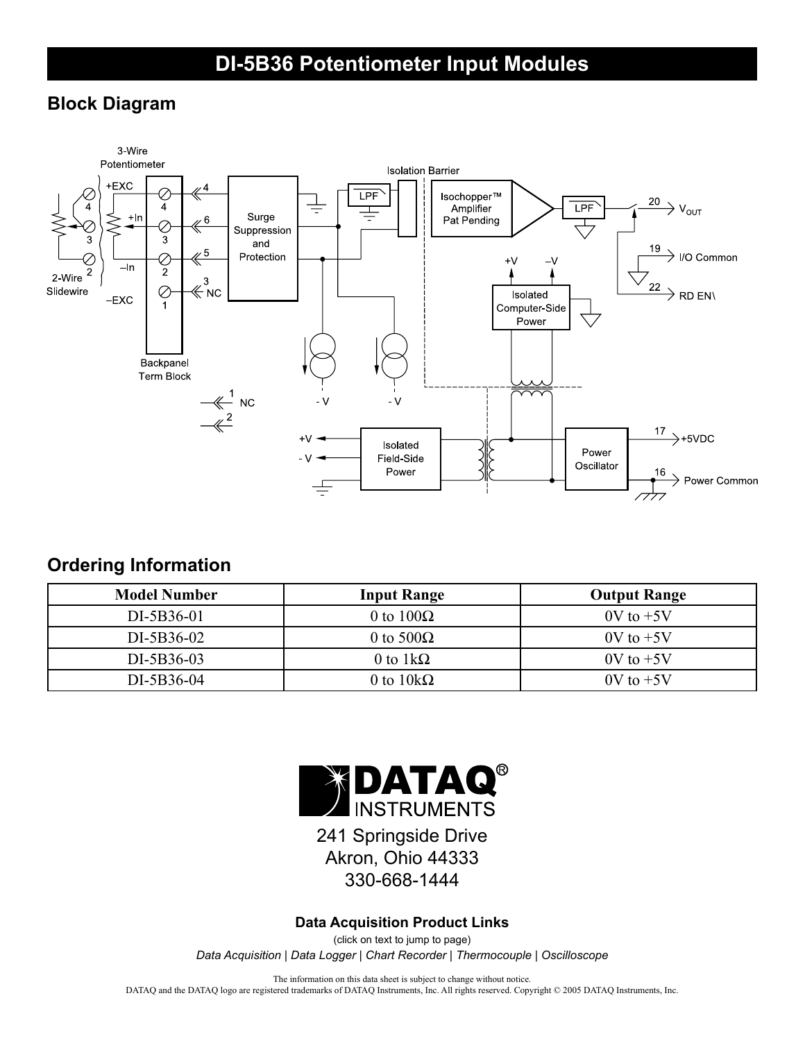# DI-5B36 Potentiometer Input Modules

## Block Diagram

3-Wire Potentiometer

+EXC

4

+In

3

2-Wire Slidewire

2

–In

–EXC

4

3

2

1

Backpanel Term Block

4

6

5

3 NC

1 NC

2

Surge Suppression and Protection

LPF

Isolation Barrier

Isochopper™ Amplifier Pat Pending

LPF

20 $V_{OUT}$

19 I/O Common

22 RD EN\

+V –V

Isolated Computer-Side Power

- V

- V

+V

- V

Isolated Field-Side Power

Power Oscillator

17 +5VDC

16 Power Common

## Ordering Information

| Model Number | Input Range | Output Range |
| --- | --- | --- |
| DI-5B36-01 | 0 to 100Ω | 0V to +5V |
| DI-5B36-02 | 0 to 500Ω | 0V to +5V |
| DI-5B36-03 | 0 to 1kΩ | 0V to +5V |
| DI-5B36-04 | 0 to 10kΩ | 0V to +5V |

DATAQ® INSTRUMENTS

241 Springside Drive
Akron, Ohio 44333
330-668-1444

**Data Acquisition Product Links**

(click on text to jump to page)

*Data Acquisition | Data Logger | Chart Recorder | Thermocouple | Oscilloscope*

The information on this data sheet is subject to change without notice.
DATAQ and the DATAQ logo are registered trademarks of DATAQ Instruments, Inc. All rights reserved. Copyright © 2005 DATAQ Instruments, Inc.